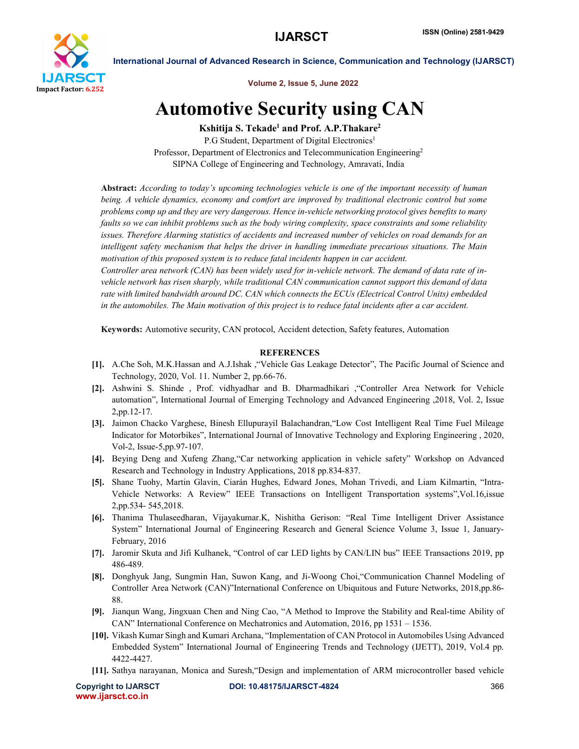# Automotive Security using CAN

**Kshitija S. Tekade[1] and Prof. A.P.Thakare[2]**

P.G Student, Department of Digital Electronics[1]

Professor, Department of Electronics and Telecommunication Engineering[2]

SIPNA College of Engineering and Technology, Amravati, India

**Abstract:** *According to today's upcoming technologies vehicle is one of the important necessity of human being. A vehicle dynamics, economy and comfort are improved by traditional electronic control but some problems comp up and they are very dangerous. Hence in-vehicle networking protocol gives benefits to many faults so we can inhibit problems such as the body wiring complexity, space constraints and some reliability issues. Therefore Alarming statistics of accidents and increased number of vehicles on road demands for an intelligent safety mechanism that helps the driver in handling immediate precarious situations. The Main motivation of this proposed system is to reduce fatal incidents happen in car accident.*

*Controller area network (CAN) has been widely used for in-vehicle network. The demand of data rate of in-vehicle network has risen sharply, while traditional CAN communication cannot support this demand of data rate with limited bandwidth around DC. CAN which connects the ECUs (Electrical Control Units) embedded in the automobiles. The Main motivation of this project is to reduce fatal incidents after a car accident.*

**Keywords:** Automotive security, CAN protocol, Accident detection, Safety features, Automation

## REFERENCES

[1]. A.Che Soh, M.K.Hassan and A.J.Ishak ,"Vehicle Gas Leakage Detector", The Pacific Journal of Science and Technology, 2020, Vol. 11. Number 2, pp.66-76.

[2]. Ashwini S. Shinde , Prof. vidhyadhar and B. Dharmadhikari ,"Controller Area Network for Vehicle automation", International Journal of Emerging Technology and Advanced Engineering ,2018, Vol. 2, Issue 2,pp.12-17.

[3]. Jaimon Chacko Varghese, Binesh Ellupurayil Balachandran,"Low Cost Intelligent Real Time Fuel Mileage Indicator for Motorbikes", International Journal of Innovative Technology and Exploring Engineering , 2020, Vol-2, Issue-5,pp.97-107.

[4]. Beying Deng and Xufeng Zhang,"Car networking application in vehicle safety" Workshop on Advanced Research and Technology in Industry Applications, 2018 pp.834-837.

[5]. Shane Tuohy, Martin Glavin, Ciarán Hughes, Edward Jones, Mohan Trivedi, and Liam Kilmartin, "Intra-Vehicle Networks: A Review" IEEE Transactions on Intelligent Transportation systems",Vol.16,issue 2,pp.534- 545,2018.

[6]. Thanima Thulaseedharan, Vijayakumar.K, Nishitha Gerison: "Real Time Intelligent Driver Assistance System" International Journal of Engineering Research and General Science Volume 3, Issue 1, January-February, 2016

[7]. Jaromir Skuta and Jifi Kulhanek, "Control of car LED lights by CAN/LIN bus" IEEE Transactions 2019, pp 486-489.

[8]. Donghyuk Jang, Sungmin Han, Suwon Kang, and Ji-Woong Choi,"Communication Channel Modeling of Controller Area Network (CAN)"International Conference on Ubiquitous and Future Networks, 2018,pp.86-88.

[9]. Jianqun Wang, Jingxuan Chen and Ning Cao, "A Method to Improve the Stability and Real-time Ability of CAN" International Conference on Mechatronics and Automation, 2016, pp 1531 – 1536.

[10]. Vikash Kumar Singh and Kumari Archana, "Implementation of CAN Protocol in Automobiles Using Advanced Embedded System" International Journal of Engineering Trends and Technology (IJETT), 2019, Vol.4 pp. 4422-4427.

[11]. Sathya narayanan, Monica and Suresh,"Design and implementation of ARM microcontroller based vehicle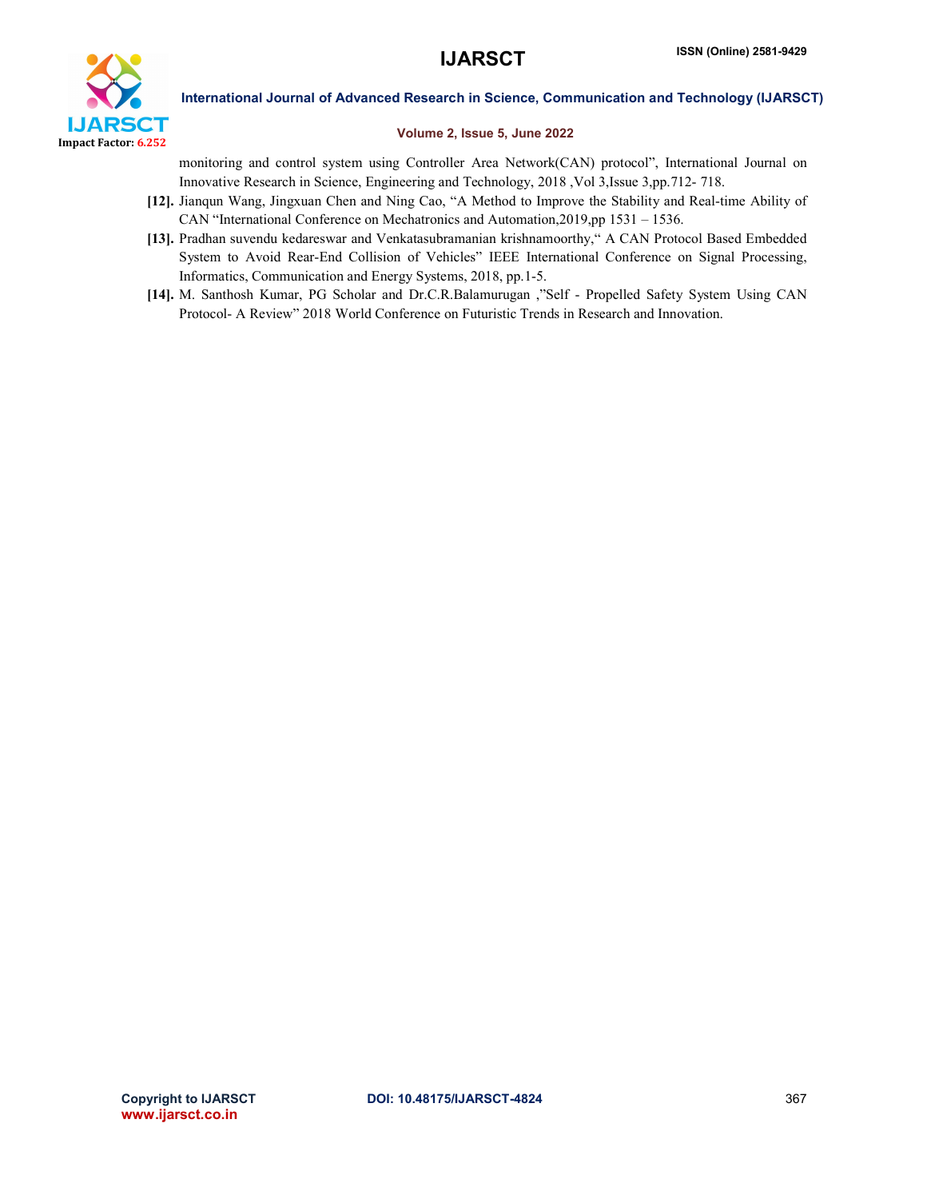monitoring and control system using Controller Area Network(CAN) protocol", International Journal on Innovative Research in Science, Engineering and Technology, 2018 ,Vol 3,Issue 3,pp.712- 718.

**[12].** Jianqun Wang, Jingxuan Chen and Ning Cao, "A Method to Improve the Stability and Real-time Ability of CAN "International Conference on Mechatronics and Automation,2019,pp 1531 – 1536.

**[13].** Pradhan suvendu kedareswar and Venkatasubramanian krishnamoorthy," A CAN Protocol Based Embedded System to Avoid Rear-End Collision of Vehicles" IEEE International Conference on Signal Processing, Informatics, Communication and Energy Systems, 2018, pp.1-5.

**[14].** M. Santhosh Kumar, PG Scholar and Dr.C.R.Balamurugan ,"Self - Propelled Safety System Using CAN Protocol- A Review" 2018 World Conference on Futuristic Trends in Research and Innovation.